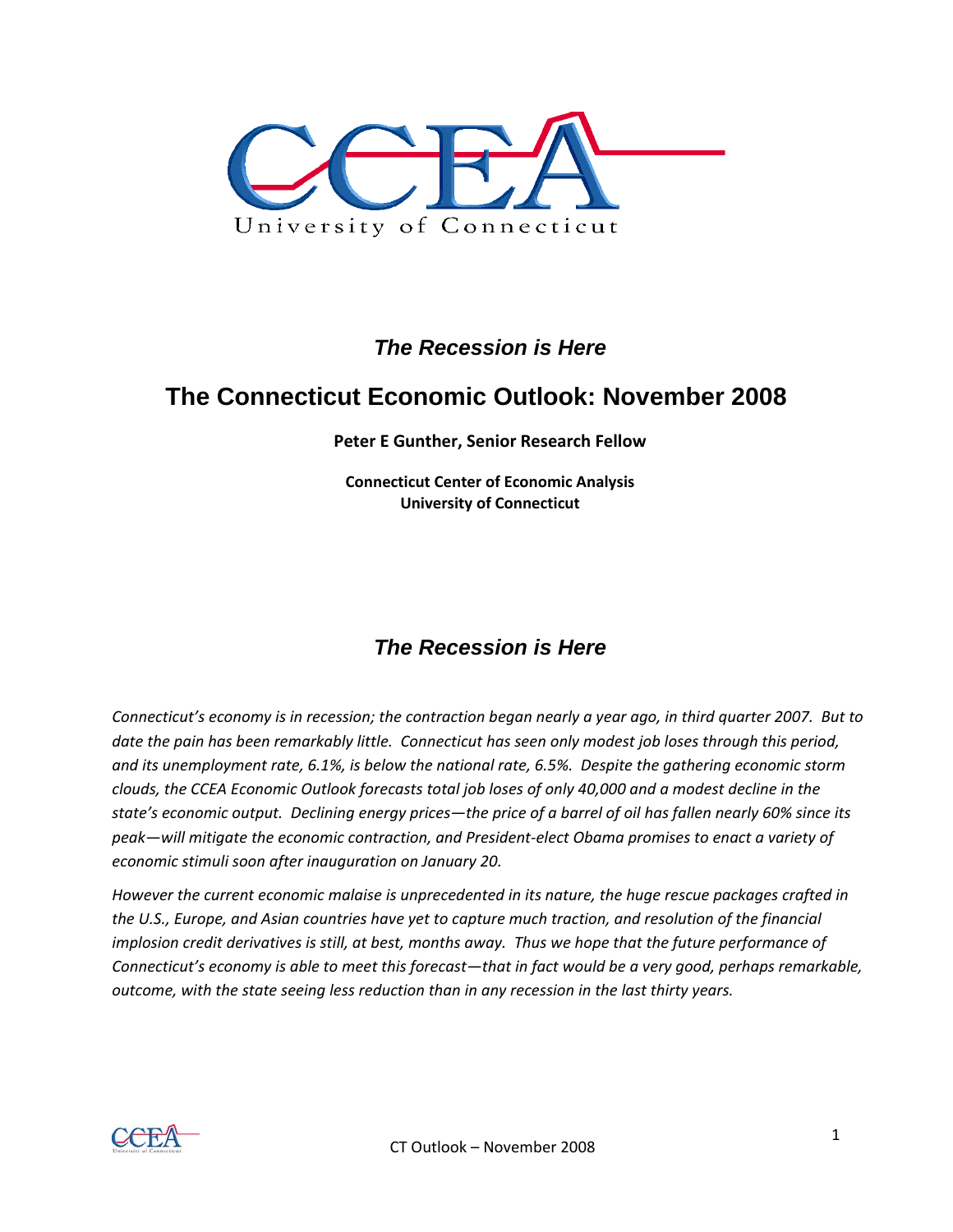University of Connecticut

*The Recession is Here*

# The Connecticut Economic Outlook: November 2008

**Peter E Gunther, Senior Research Fellow**

**Connecticut Center of Economic Analysis**
**University of Connecticut**

## *The Recession is Here*

*Connecticut's economy is in recession; the contraction began nearly a year ago, in third quarter 2007. But to date the pain has been remarkably little. Connecticut has seen only modest job loses through this period, and its unemployment rate, 6.1%, is below the national rate, 6.5%. Despite the gathering economic storm clouds, the CCEA Economic Outlook forecasts total job loses of only 40,000 and a modest decline in the state's economic output. Declining energy prices—the price of a barrel of oil has fallen nearly 60% since its peak—will mitigate the economic contraction, and President-elect Obama promises to enact a variety of economic stimuli soon after inauguration on January 20.*

*However the current economic malaise is unprecedented in its nature, the huge rescue packages crafted in the U.S., Europe, and Asian countries have yet to capture much traction, and resolution of the financial implosion credit derivatives is still, at best, months away. Thus we hope that the future performance of Connecticut's economy is able to meet this forecast—that in fact would be a very good, perhaps remarkable, outcome, with the state seeing less reduction than in any recession in the last thirty years.*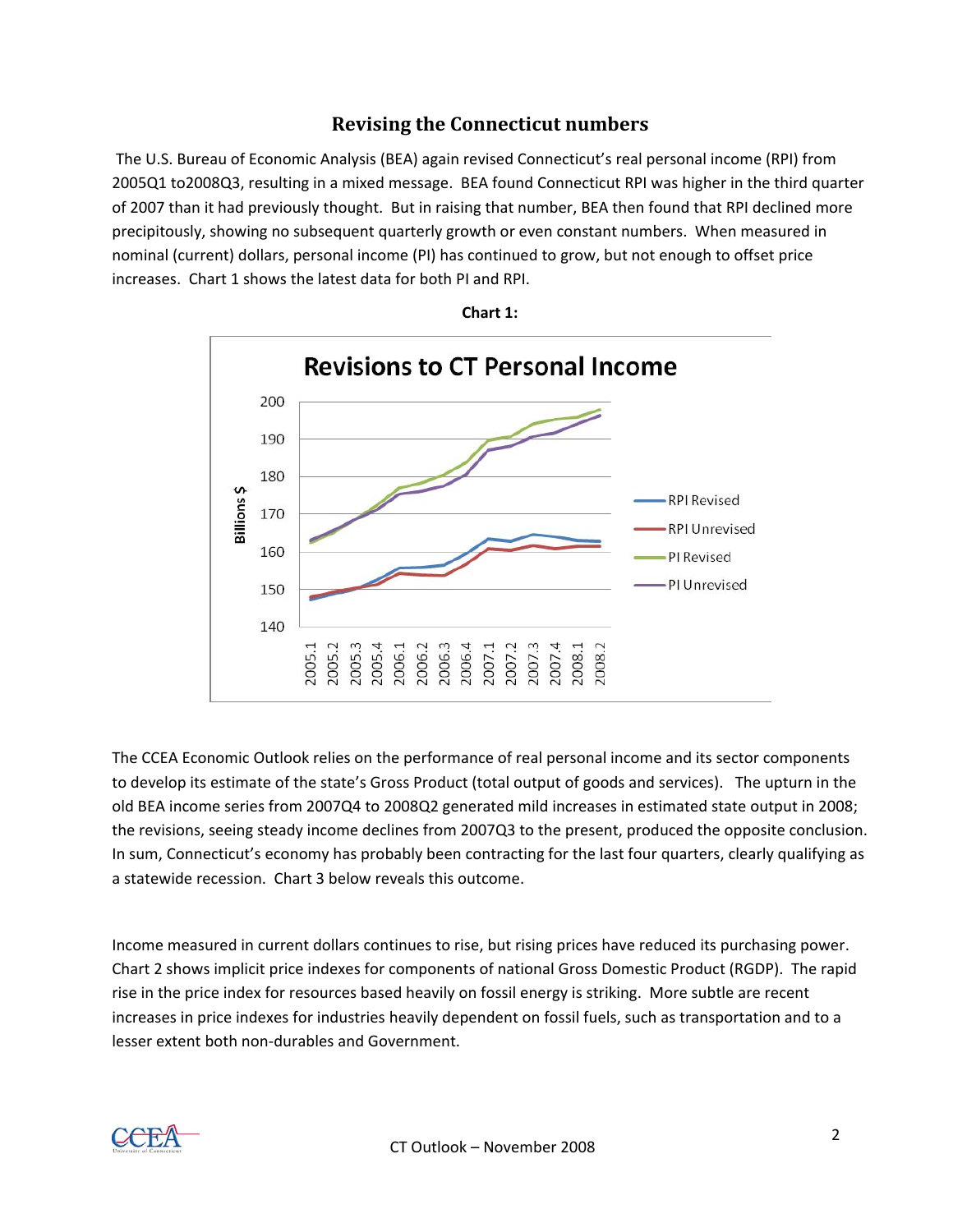## Revising the Connecticut numbers

The U.S. Bureau of Economic Analysis (BEA) again revised Connecticut's real personal income (RPI) from 2005Q1 to2008Q3, resulting in a mixed message. BEA found Connecticut RPI was higher in the third quarter of 2007 than it had previously thought. But in raising that number, BEA then found that RPI declined more precipitously, showing no subsequent quarterly growth or even constant numbers. When measured in nominal (current) dollars, personal income (PI) has continued to grow, but not enough to offset price increases. Chart 1 shows the latest data for both PI and RPI.

**Chart 1:**

The CCEA Economic Outlook relies on the performance of real personal income and its sector components to develop its estimate of the state's Gross Product (total output of goods and services). The upturn in the old BEA income series from 2007Q4 to 2008Q2 generated mild increases in estimated state output in 2008; the revisions, seeing steady income declines from 2007Q3 to the present, produced the opposite conclusion. In sum, Connecticut's economy has probably been contracting for the last four quarters, clearly qualifying as a statewide recession. Chart 3 below reveals this outcome.

Income measured in current dollars continues to rise, but rising prices have reduced its purchasing power. Chart 2 shows implicit price indexes for components of national Gross Domestic Product (RGDP). The rapid rise in the price index for resources based heavily on fossil energy is striking. More subtle are recent increases in price indexes for industries heavily dependent on fossil fuels, such as transportation and to a lesser extent both non-durables and Government.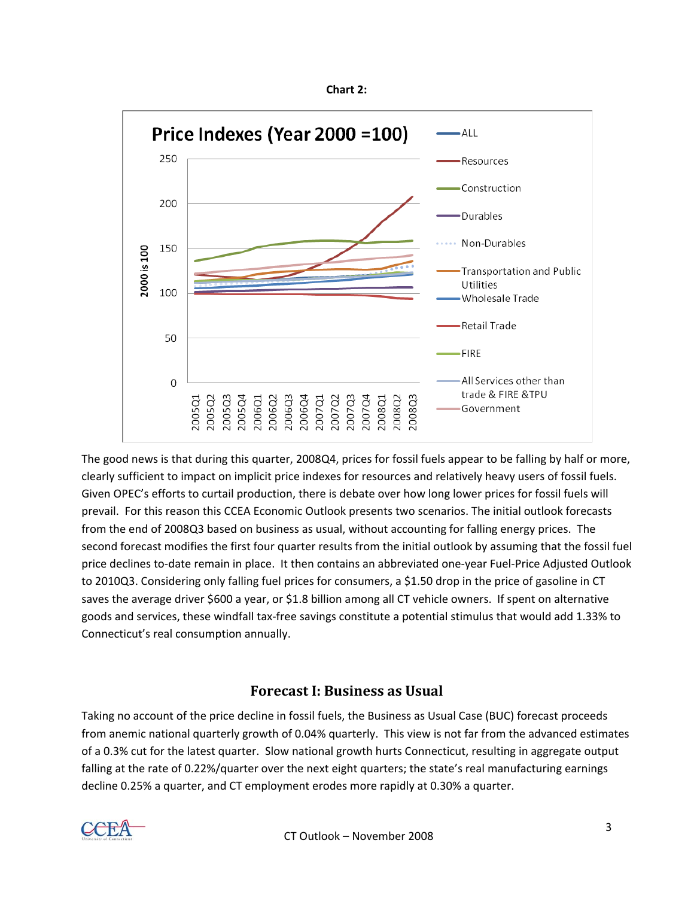**Chart 2:**

The good news is that during this quarter, 2008Q4, prices for fossil fuels appear to be falling by half or more, clearly sufficient to impact on implicit price indexes for resources and relatively heavy users of fossil fuels. Given OPEC's efforts to curtail production, there is debate over how long lower prices for fossil fuels will prevail. For this reason this CCEA Economic Outlook presents two scenarios. The initial outlook forecasts from the end of 2008Q3 based on business as usual, without accounting for falling energy prices. The second forecast modifies the first four quarter results from the initial outlook by assuming that the fossil fuel price declines to-date remain in place. It then contains an abbreviated one-year Fuel-Price Adjusted Outlook to 2010Q3. Considering only falling fuel prices for consumers, a $1.50 drop in the price of gasoline in CT saves the average driver $600 a year, or $1.8 billion among all CT vehicle owners. If spent on alternative goods and services, these windfall tax-free savings constitute a potential stimulus that would add 1.33% to Connecticut's real consumption annually.

## Forecast I: Business as Usual

Taking no account of the price decline in fossil fuels, the Business as Usual Case (BUC) forecast proceeds from anemic national quarterly growth of 0.04% quarterly. This view is not far from the advanced estimates of a 0.3% cut for the latest quarter. Slow national growth hurts Connecticut, resulting in aggregate output falling at the rate of 0.22%/quarter over the next eight quarters; the state's real manufacturing earnings decline 0.25% a quarter, and CT employment erodes more rapidly at 0.30% a quarter.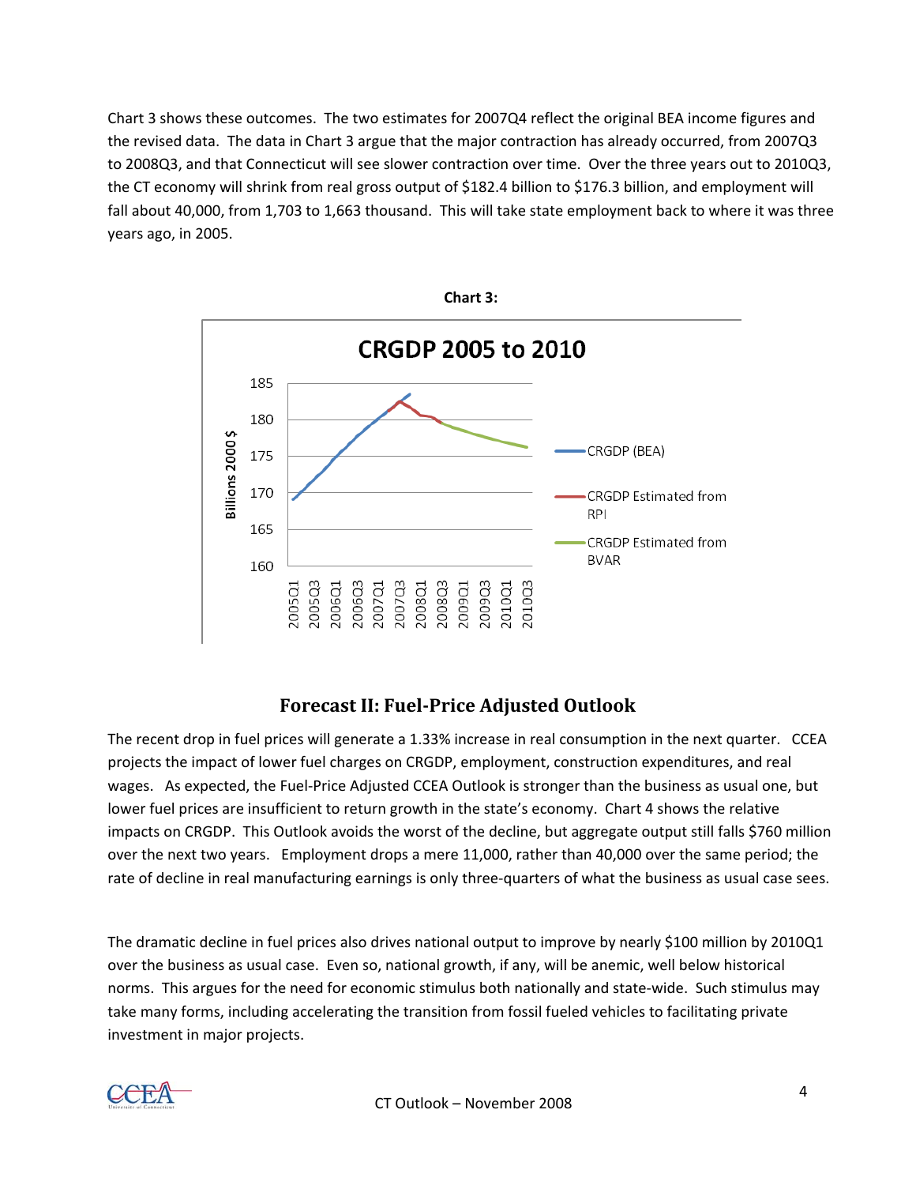Chart 3 shows these outcomes. The two estimates for 2007Q4 reflect the original BEA income figures and the revised data. The data in Chart 3 argue that the major contraction has already occurred, from 2007Q3 to 2008Q3, and that Connecticut will see slower contraction over time. Over the three years out to 2010Q3, the CT economy will shrink from real gross output of $182.4 billion to $176.3 billion, and employment will fall about 40,000, from 1,703 to 1,663 thousand. This will take state employment back to where it was three years ago, in 2005.

**Chart 3:**

## Forecast II: Fuel-Price Adjusted Outlook

The recent drop in fuel prices will generate a 1.33% increase in real consumption in the next quarter. CCEA projects the impact of lower fuel charges on CRGDP, employment, construction expenditures, and real wages. As expected, the Fuel-Price Adjusted CCEA Outlook is stronger than the business as usual one, but lower fuel prices are insufficient to return growth in the state's economy. Chart 4 shows the relative impacts on CRGDP. This Outlook avoids the worst of the decline, but aggregate output still falls $760 million over the next two years. Employment drops a mere 11,000, rather than 40,000 over the same period; the rate of decline in real manufacturing earnings is only three-quarters of what the business as usual case sees.

The dramatic decline in fuel prices also drives national output to improve by nearly $100 million by 2010Q1 over the business as usual case. Even so, national growth, if any, will be anemic, well below historical norms. This argues for the need for economic stimulus both nationally and state-wide. Such stimulus may take many forms, including accelerating the transition from fossil fueled vehicles to facilitating private investment in major projects.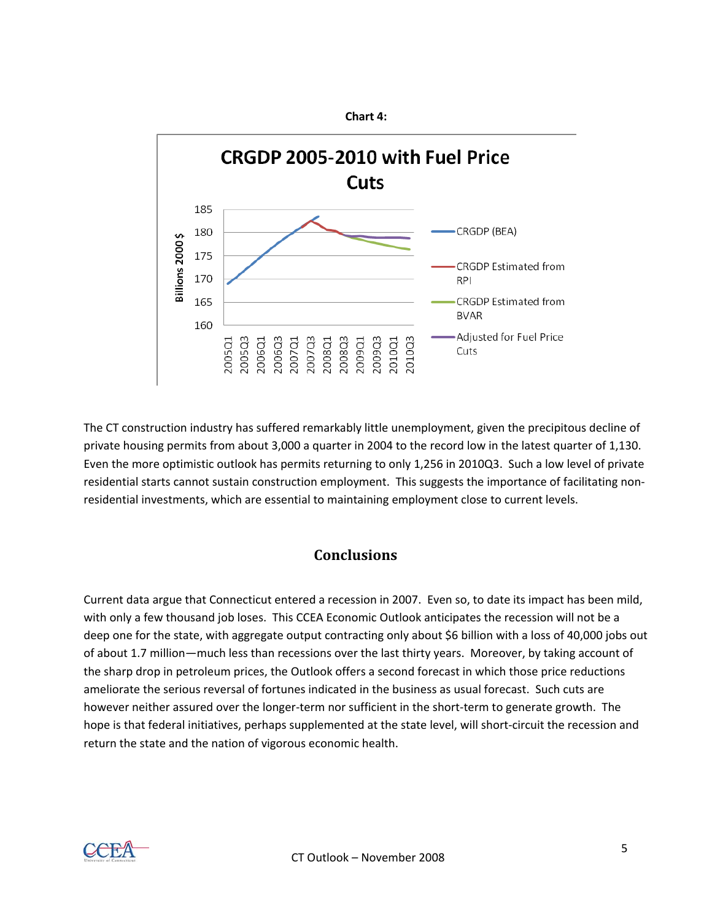**Chart 4:**

CRGDP 2005-2010 with Fuel Price Cuts

Billions 2000 $

185
180
175
170
165
160

2005Q1
2005Q3
2006Q1
2006Q3
2007Q1
2007Q3
2008Q1
2008Q3
2009Q1
2009Q3
2010Q1
2010Q3

CRGDP (BEA)
CRGDP Estimated from RPI
CRGDP Estimated from BVAR
Adjusted for Fuel Price Cuts

The CT construction industry has suffered remarkably little unemployment, given the precipitous decline of private housing permits from about 3,000 a quarter in 2004 to the record low in the latest quarter of 1,130. Even the more optimistic outlook has permits returning to only 1,256 in 2010Q3. Such a low level of private residential starts cannot sustain construction employment. This suggests the importance of facilitating non-residential investments, which are essential to maintaining employment close to current levels.

## Conclusions

Current data argue that Connecticut entered a recession in 2007. Even so, to date its impact has been mild, with only a few thousand job loses. This CCEA Economic Outlook anticipates the recession will not be a deep one for the state, with aggregate output contracting only about $6 billion with a loss of 40,000 jobs out of about 1.7 million—much less than recessions over the last thirty years. Moreover, by taking account of the sharp drop in petroleum prices, the Outlook offers a second forecast in which those price reductions ameliorate the serious reversal of fortunes indicated in the business as usual forecast. Such cuts are however neither assured over the longer-term nor sufficient in the short-term to generate growth. The hope is that federal initiatives, perhaps supplemented at the state level, will short-circuit the recession and return the state and the nation of vigorous economic health.